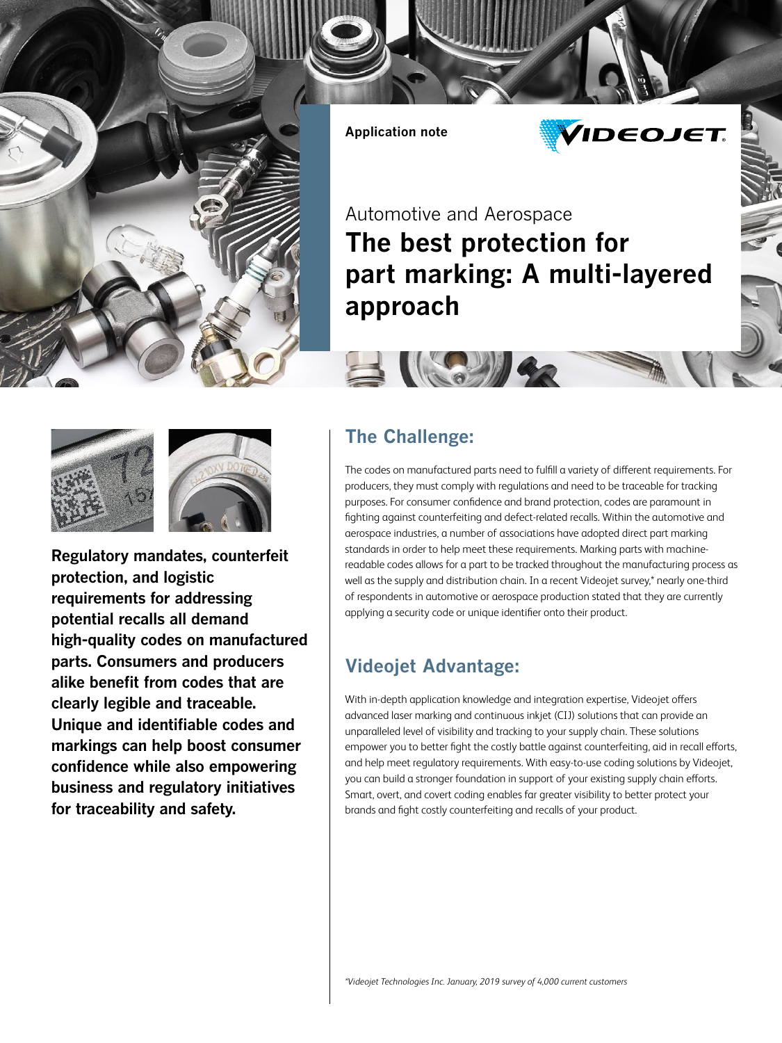Application note

Automotive and Aerospace

# The best protection for part marking: A multi-layered approach

**Regulatory mandates, counterfeit protection, and logistic requirements for addressing potential recalls all demand high-quality codes on manufactured parts. Consumers and producers alike benefit from codes that are clearly legible and traceable. Unique and identifiable codes and markings can help boost consumer confidence while also empowering business and regulatory initiatives for traceability and safety.**

## The Challenge:

The codes on manufactured parts need to fulfill a variety of different requirements. For producers, they must comply with regulations and need to be traceable for tracking purposes. For consumer confidence and brand protection, codes are paramount in fighting against counterfeiting and defect-related recalls. Within the automotive and aerospace industries, a number of associations have adopted direct part marking standards in order to help meet these requirements. Marking parts with machine-readable codes allows for a part to be tracked throughout the manufacturing process as well as the supply and distribution chain. In a recent Videojet survey,* nearly one-third of respondents in automotive or aerospace production stated that they are currently applying a security code or unique identifier onto their product.

## Videojet Advantage:

With in-depth application knowledge and integration expertise, Videojet offers advanced laser marking and continuous inkjet (CIJ) solutions that can provide an unparalleled level of visibility and tracking to your supply chain. These solutions empower you to better fight the costly battle against counterfeiting, aid in recall efforts, and help meet regulatory requirements. With easy-to-use coding solutions by Videojet, you can build a stronger foundation in support of your existing supply chain efforts. Smart, overt, and covert coding enables far greater visibility to better protect your brands and fight costly counterfeiting and recalls of your product.

*\*Videojet Technologies Inc. January, 2019 survey of 4,000 current customers*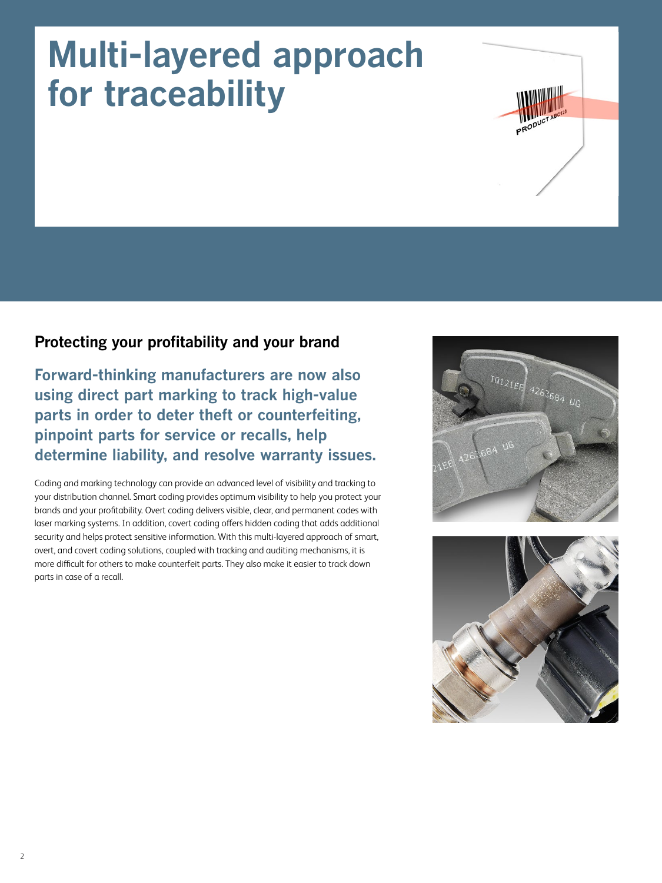# Multi-layered approach for traceability

## Protecting your profitability and your brand

### Forward-thinking manufacturers are now also using direct part marking to track high-value parts in order to deter theft or counterfeiting, pinpoint parts for service or recalls, help determine liability, and resolve warranty issues.

Coding and marking technology can provide an advanced level of visibility and tracking to your distribution channel. Smart coding provides optimum visibility to help you protect your brands and your profitability. Overt coding delivers visible, clear, and permanent codes with laser marking systems. In addition, covert coding offers hidden coding that adds additional security and helps protect sensitive information. With this multi-layered approach of smart, overt, and covert coding solutions, coupled with tracking and auditing mechanisms, it is more difficult for others to make counterfeit parts. They also make it easier to track down parts in case of a recall.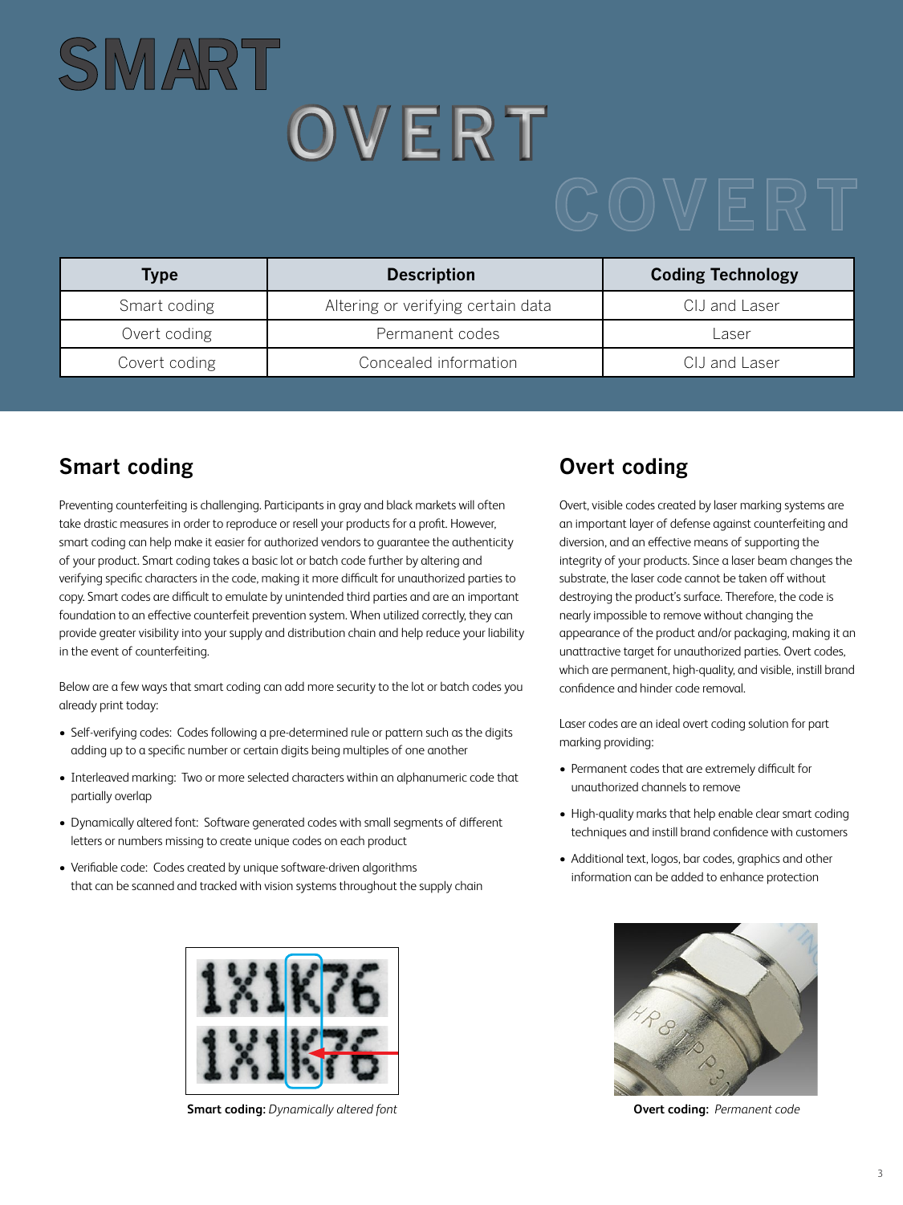# SMART OVERT COVERT

| Type | Description | Coding Technology |
|---|---|---|
| Smart coding | Altering or verifying certain data | CIJ and Laser |
| Overt coding | Permanent codes | Laser |
| Covert coding | Concealed information | CIJ and Laser |

## Smart coding

Preventing counterfeiting is challenging. Participants in gray and black markets will often take drastic measures in order to reproduce or resell your products for a profit. However, smart coding can help make it easier for authorized vendors to guarantee the authenticity of your product. Smart coding takes a basic lot or batch code further by altering and verifying specific characters in the code, making it more difficult for unauthorized parties to copy. Smart codes are difficult to emulate by unintended third parties and are an important foundation to an effective counterfeit prevention system. When utilized correctly, they can provide greater visibility into your supply and distribution chain and help reduce your liability in the event of counterfeiting.

Below are a few ways that smart coding can add more security to the lot or batch codes you already print today:

- Self-verifying codes: Codes following a pre-determined rule or pattern such as the digits adding up to a specific number or certain digits being multiples of one another
- Interleaved marking: Two or more selected characters within an alphanumeric code that partially overlap
- Dynamically altered font: Software generated codes with small segments of different letters or numbers missing to create unique codes on each product
- Verifiable code: Codes created by unique software-driven algorithms that can be scanned and tracked with vision systems throughout the supply chain

**Smart coding:** *Dynamically altered font*

## Overt coding

Overt, visible codes created by laser marking systems are an important layer of defense against counterfeiting and diversion, and an effective means of supporting the integrity of your products. Since a laser beam changes the substrate, the laser code cannot be taken off without destroying the product's surface. Therefore, the code is nearly impossible to remove without changing the appearance of the product and/or packaging, making it an unattractive target for unauthorized parties. Overt codes, which are permanent, high-quality, and visible, instill brand confidence and hinder code removal.

Laser codes are an ideal overt coding solution for part marking providing:

- Permanent codes that are extremely difficult for unauthorized channels to remove
- High-quality marks that help enable clear smart coding techniques and instill brand confidence with customers
- Additional text, logos, bar codes, graphics and other information can be added to enhance protection

**Overt coding:** *Permanent code*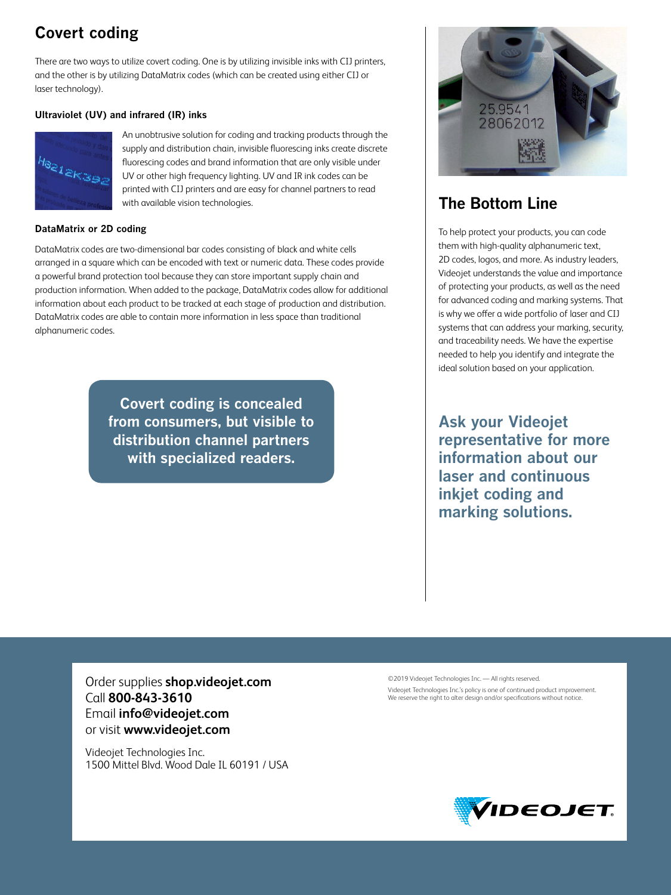## Covert coding

There are two ways to utilize covert coding. One is by utilizing invisible inks with CIJ printers, and the other is by utilizing DataMatrix codes (which can be created using either CIJ or laser technology).

#### Ultraviolet (UV) and infrared (IR) inks

An unobtrusive solution for coding and tracking products through the supply and distribution chain, invisible fluorescing inks create discrete fluorescing codes and brand information that are only visible under UV or other high frequency lighting. UV and IR ink codes can be printed with CIJ printers and are easy for channel partners to read with available vision technologies.

#### DataMatrix or 2D coding

DataMatrix codes are two-dimensional bar codes consisting of black and white cells arranged in a square which can be encoded with text or numeric data. These codes provide a powerful brand protection tool because they can store important supply chain and production information. When added to the package, DataMatrix codes allow for additional information about each product to be tracked at each stage of production and distribution. DataMatrix codes are able to contain more information in less space than traditional alphanumeric codes.

**Covert coding is concealed from consumers, but visible to distribution channel partners with specialized readers.**

## The Bottom Line

To help protect your products, you can code them with high-quality alphanumeric text, 2D codes, logos, and more. As industry leaders, Videojet understands the value and importance of protecting your products, as well as the need for advanced coding and marking systems. That is why we offer a wide portfolio of laser and CIJ systems that can address your marking, security, and traceability needs. We have the expertise needed to help you identify and integrate the ideal solution based on your application.

**Ask your Videojet representative for more information about our laser and continuous inkjet coding and marking solutions.**

Order supplies **shop.videojet.com**
Call **800-843-3610**
Email **info@videojet.com**
or visit **www.videojet.com**

Videojet Technologies Inc.
1500 Mittel Blvd. Wood Dale IL 60191 / USA

©2019 Videojet Technologies Inc. — All rights reserved.

Videojet Technologies Inc.'s policy is one of continued product improvement. We reserve the right to alter design and/or specifications without notice.